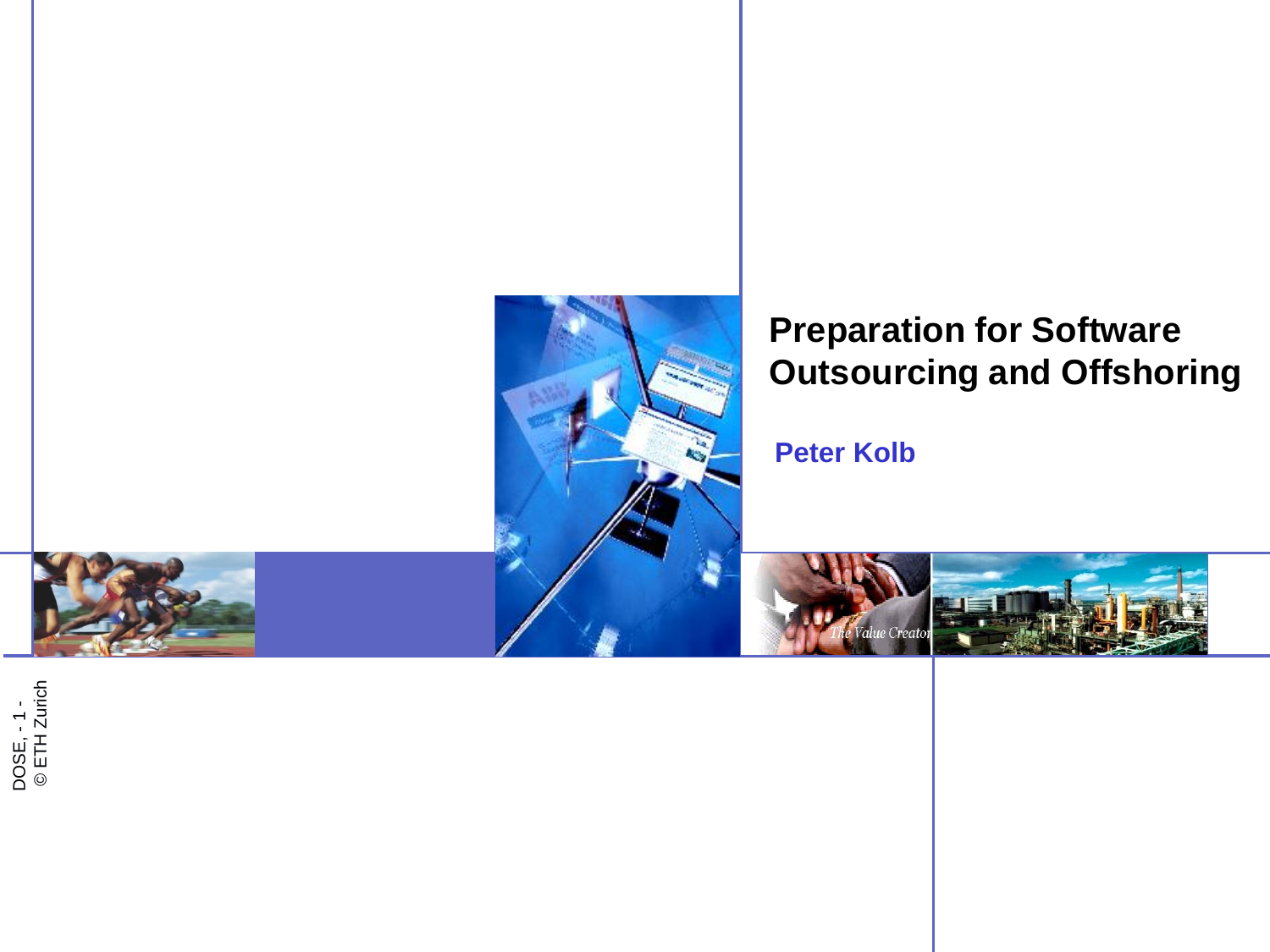# Preparation for Software Outsourcing and Offshoring

**Peter Kolb**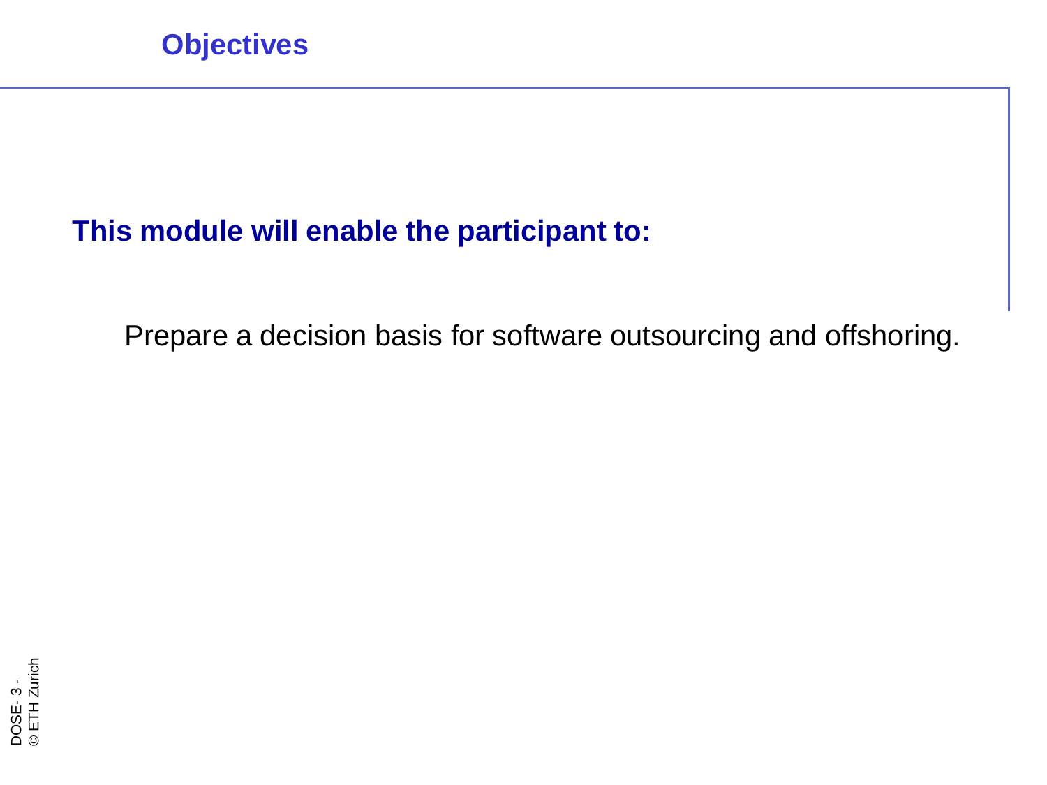## Objectives

**This module will enable the participant to:**

Prepare a decision basis for software outsourcing and offshoring.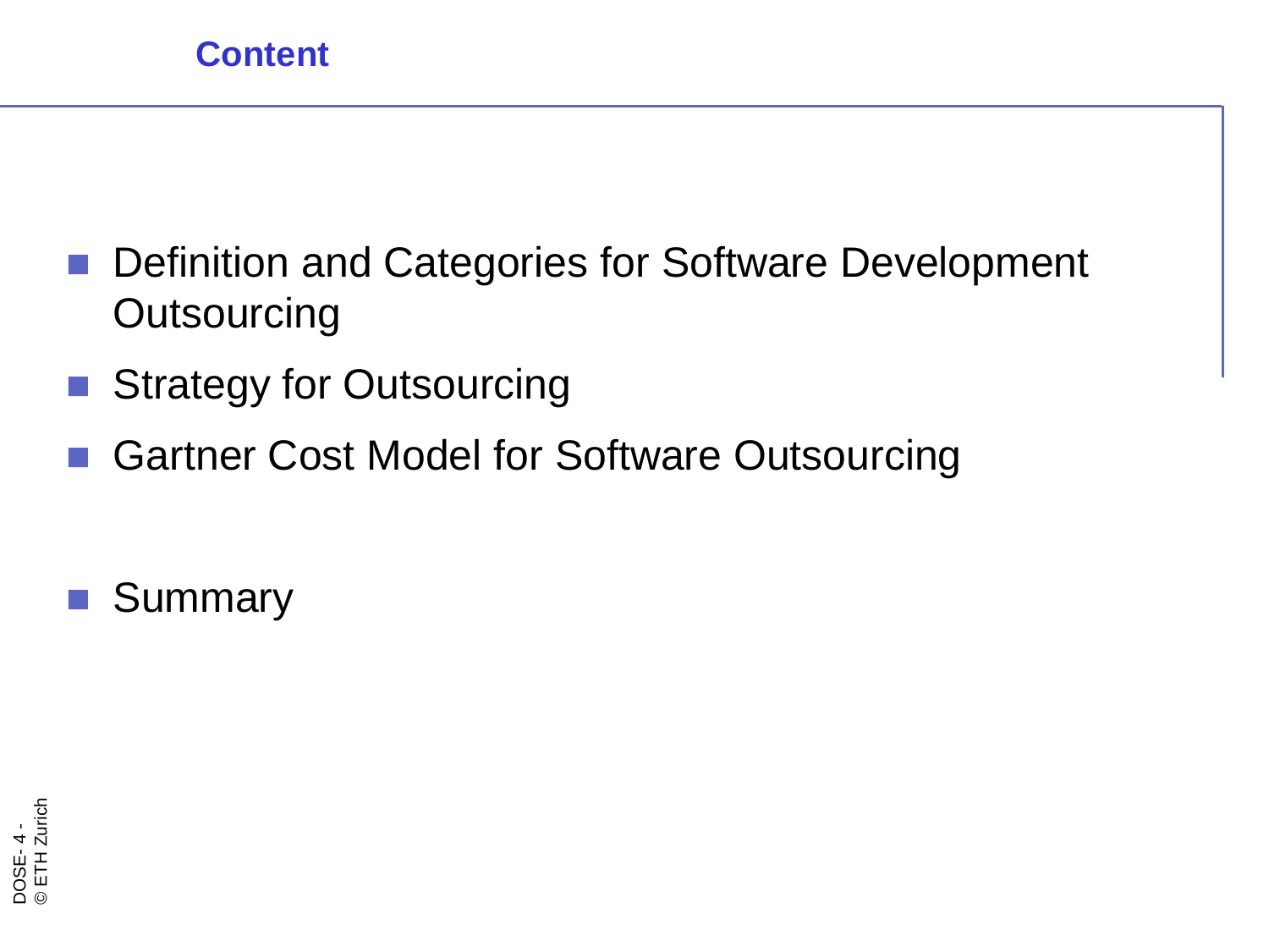# Content

- Definition and Categories for Software Development Outsourcing
- Strategy for Outsourcing
- Gartner Cost Model for Software Outsourcing
- Summary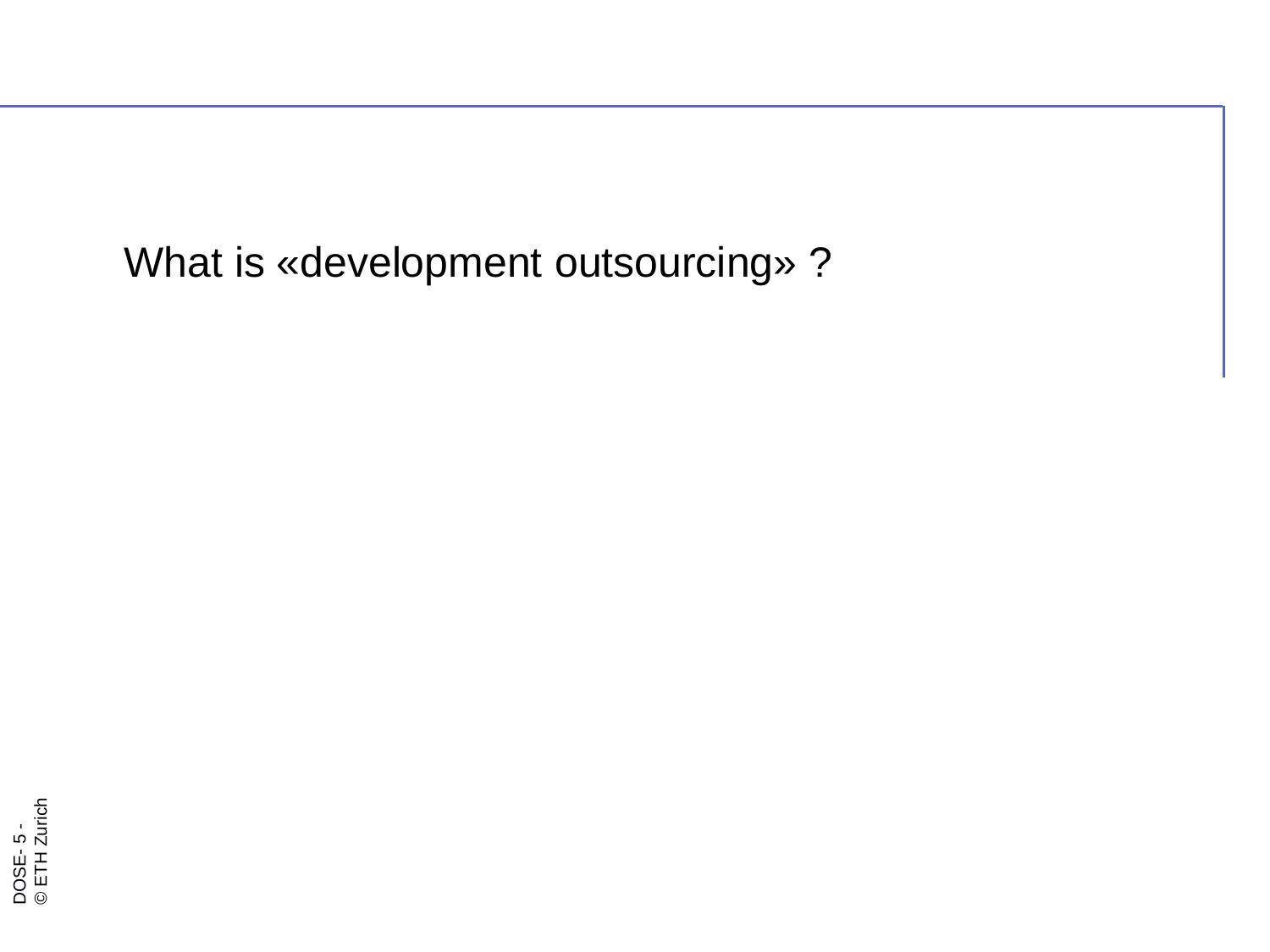What is «development outsourcing» ?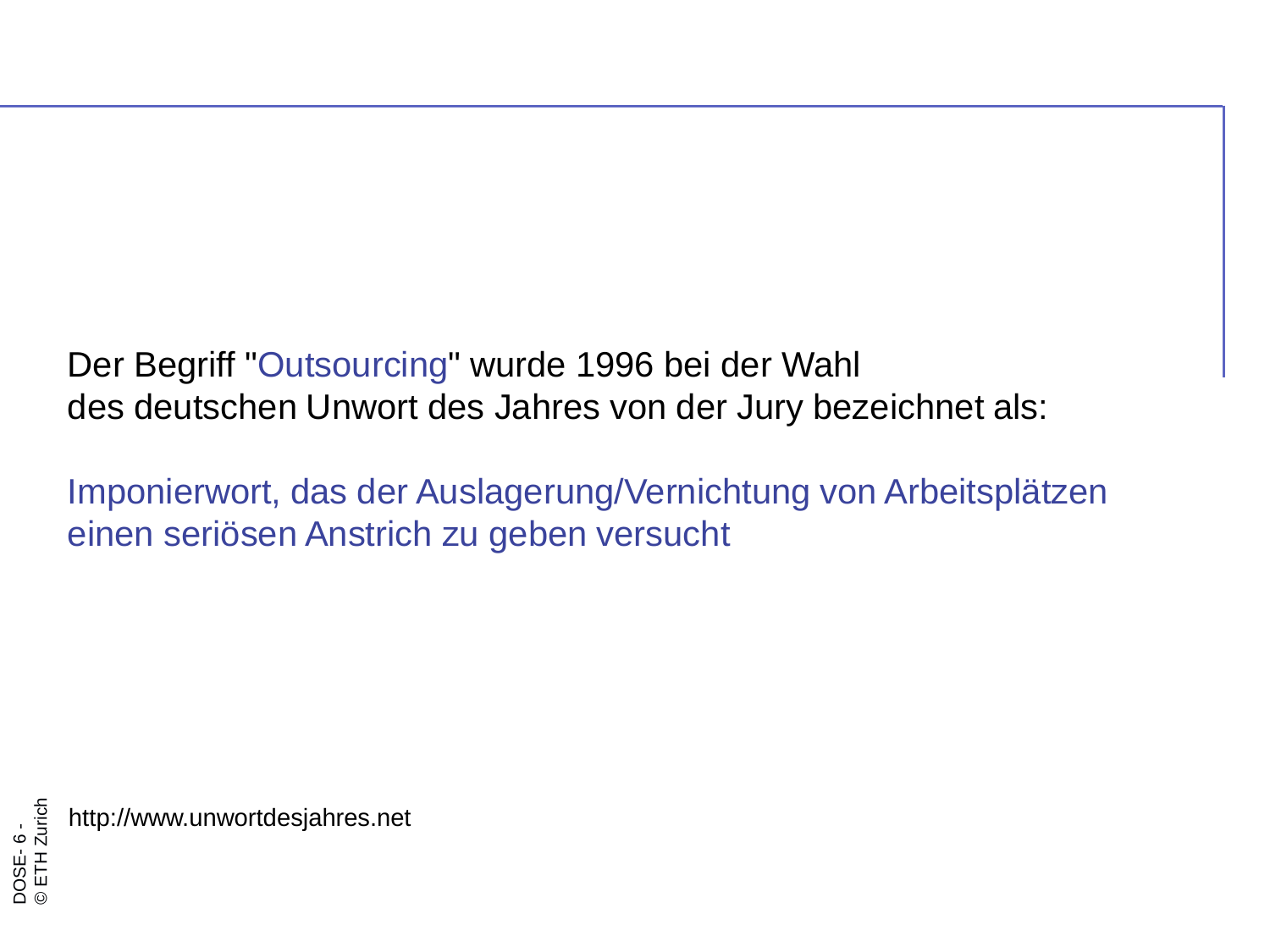Der Begriff "Outsourcing" wurde 1996 bei der Wahl
des deutschen Unwort des Jahres von der Jury bezeichnet als:

Imponierwort, das der Auslagerung/Vernichtung von Arbeitsplätzen
einen seriösen Anstrich zu geben versucht

http://www.unwortdesjahres.net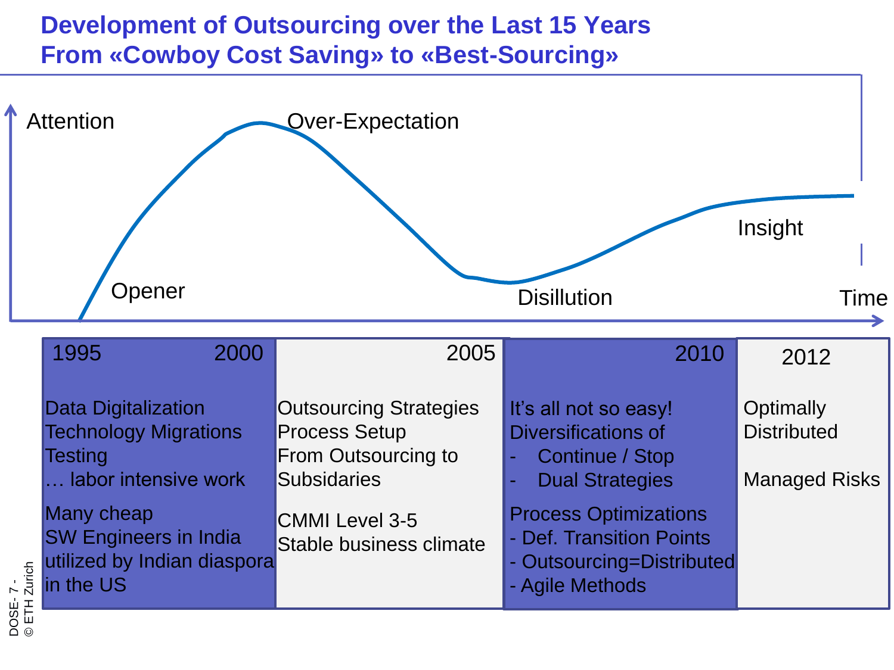# Development of Outsourcing over the Last 15 Years
## From «Cowboy Cost Saving» to «Best-Sourcing»

Attention

Over-Expectation

Opener

Disillution

Insight

Time

| 1995 2000 | 2005 | 2010 | 2012 |
|---|---|---|---|
| Data Digitalization<br>Technology Migrations<br>Testing<br>… labor intensive work<br><br>Many cheap<br>SW Engineers in India<br>utilized by Indian diaspora<br>in the US | Outsourcing Strategies<br>Process Setup<br>From Outsourcing to<br>Subsidaries<br><br>CMMI Level 3-5<br>Stable business climate | It's all not so easy!<br>Diversifications of<br>- Continue / Stop<br>- Dual Strategies<br><br>Process Optimizations<br>- Def. Transition Points<br>- Outsourcing=Distributed<br>- Agile Methods | Optimally<br>Distributed<br><br>Managed Risks |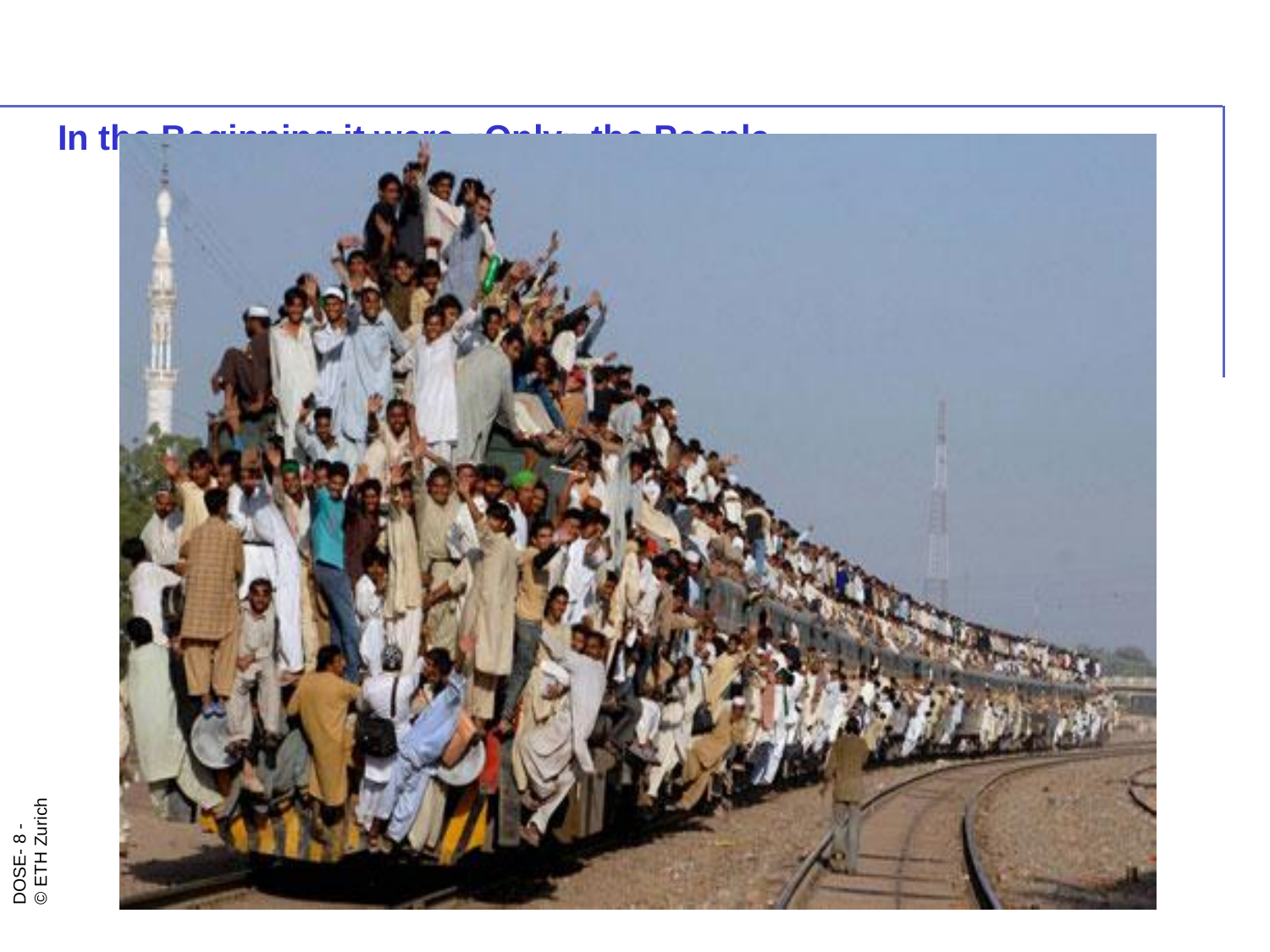## In the Beginning it were „Only" the People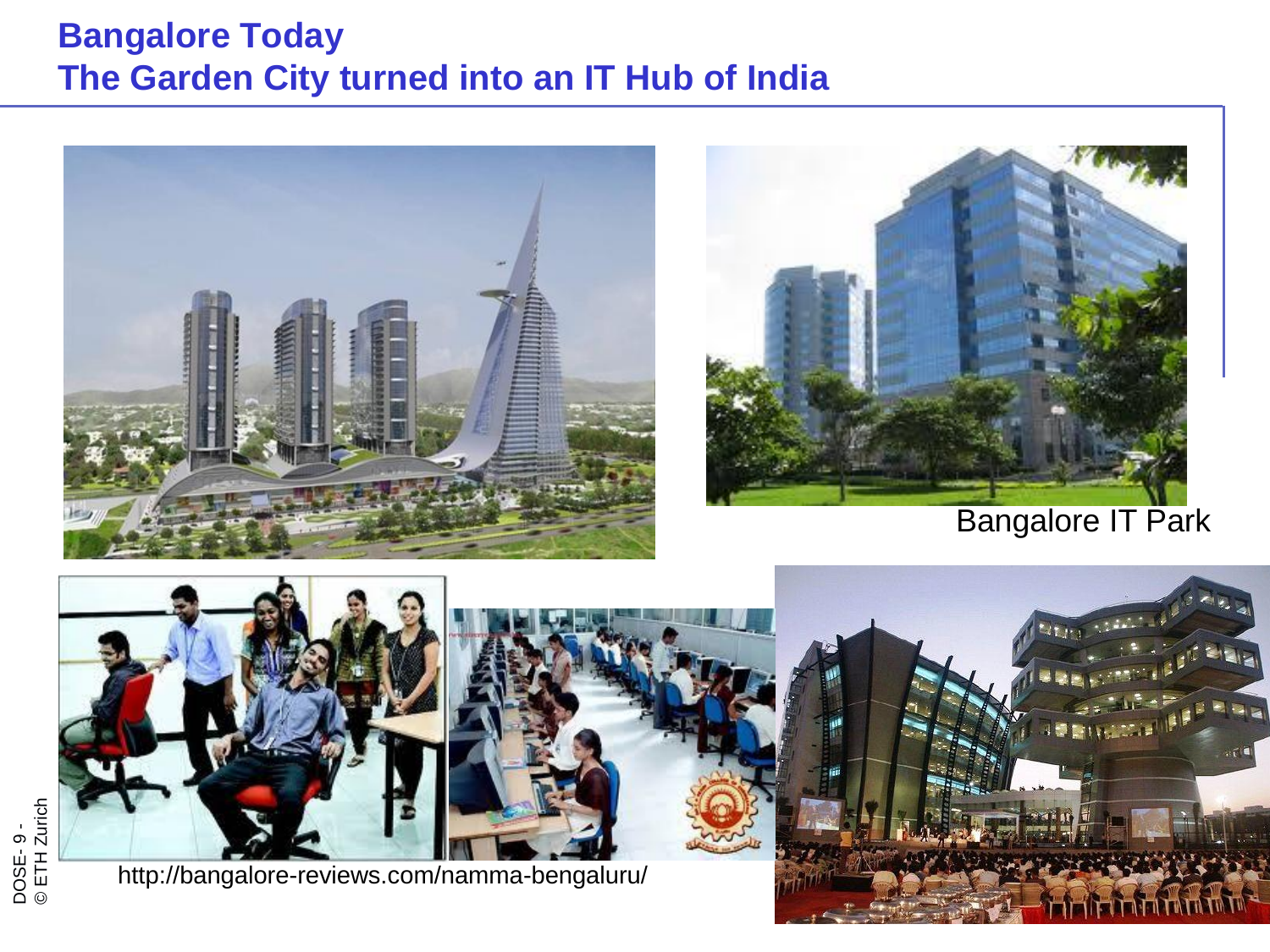# Bangalore Today
## The Garden City turned into an IT Hub of India

Bangalore IT Park

http://bangalore-reviews.com/namma-bengaluru/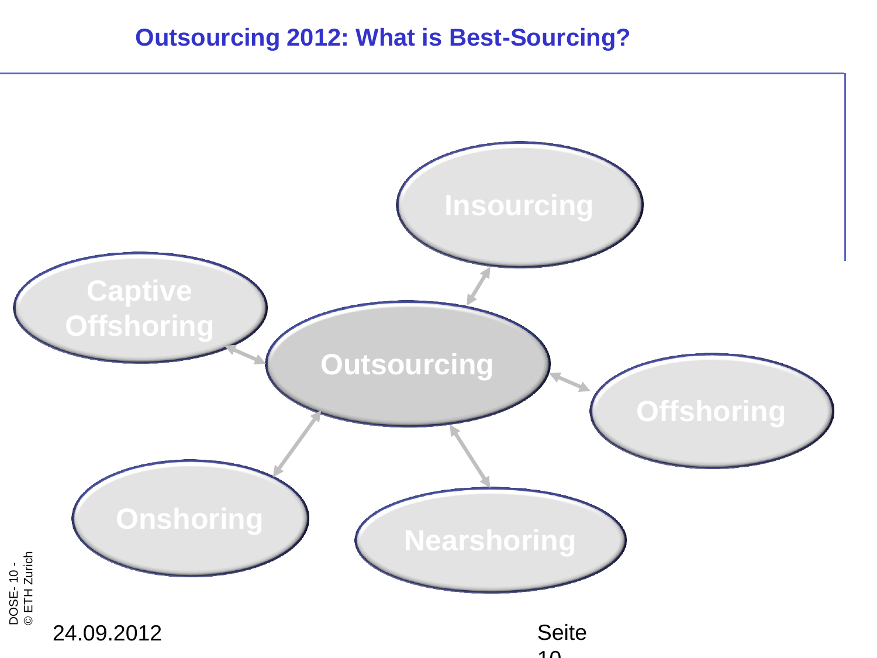# Outsourcing 2012: What is Best-Sourcing?

- Outsourcing
- Insourcing
- Captive Offshoring
- Offshoring
- Onshoring
- Nearshoring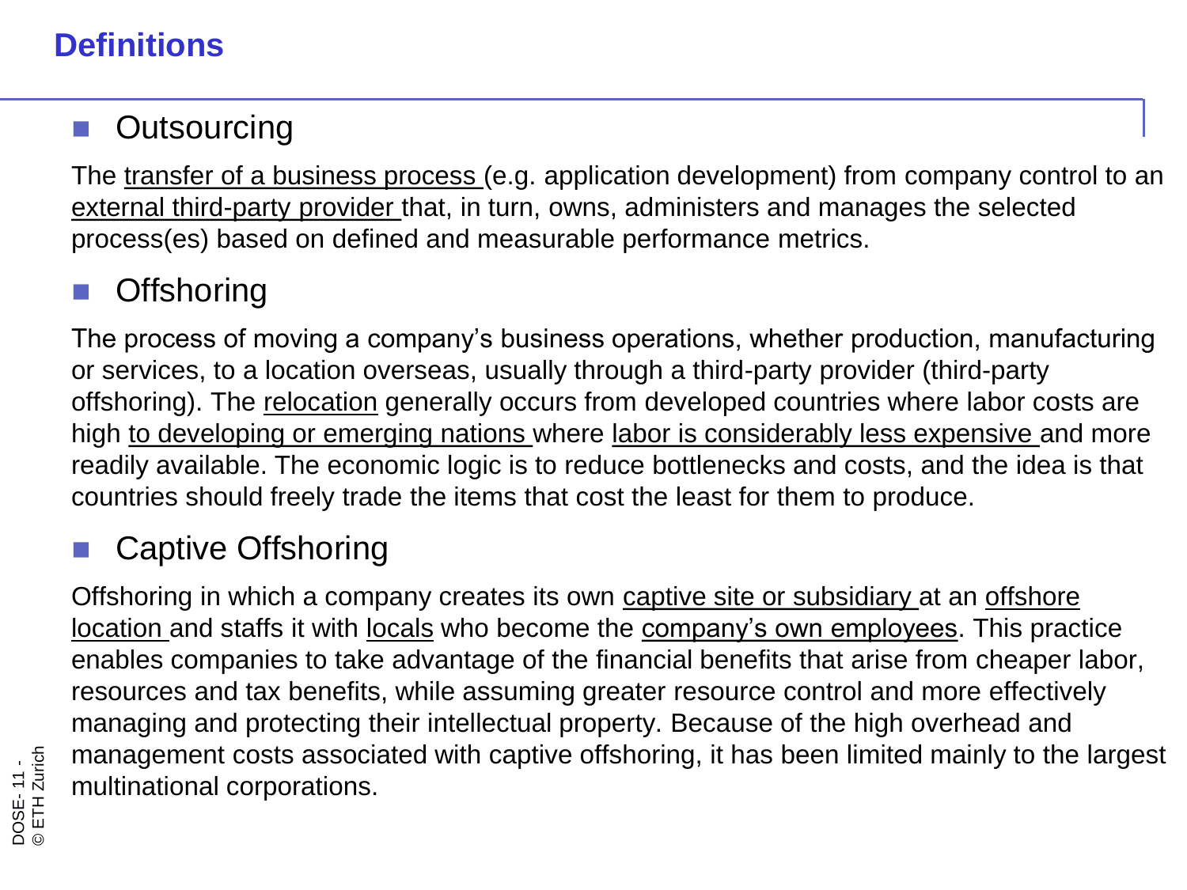# Definitions

## Outsourcing

The transfer of a business process (e.g. application development) from company control to an external third-party provider that, in turn, owns, administers and manages the selected process(es) based on defined and measurable performance metrics.

## Offshoring

The process of moving a company's business operations, whether production, manufacturing or services, to a location overseas, usually through a third-party provider (third-party offshoring). The relocation generally occurs from developed countries where labor costs are high to developing or emerging nations where labor is considerably less expensive and more readily available. The economic logic is to reduce bottlenecks and costs, and the idea is that countries should freely trade the items that cost the least for them to produce.

## Captive Offshoring

Offshoring in which a company creates its own captive site or subsidiary at an offshore location and staffs it with locals who become the company's own employees. This practice enables companies to take advantage of the financial benefits that arise from cheaper labor, resources and tax benefits, while assuming greater resource control and more effectively managing and protecting their intellectual property. Because of the high overhead and management costs associated with captive offshoring, it has been limited mainly to the largest multinational corporations.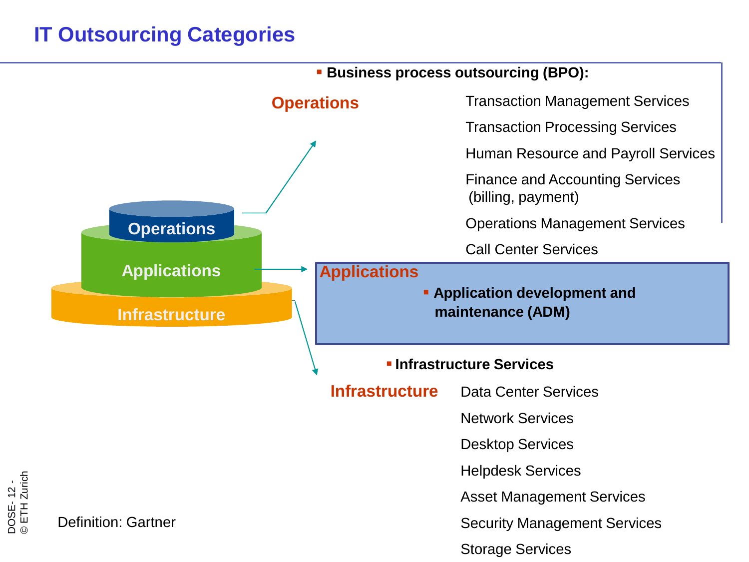# IT Outsourcing Categories

Operations

Applications

Infrastructure

## Operations

- **Business process outsourcing (BPO):**
  - Transaction Management Services
  - Transaction Processing Services
  - Human Resource and Payroll Services
  - Finance and Accounting Services (billing, payment)
  - Operations Management Services
  - Call Center Services

## Applications

- **Application development and maintenance (ADM)**

## Infrastructure

- **Infrastructure Services**
  - Data Center Services
  - Network Services
  - Desktop Services
  - Helpdesk Services
  - Asset Management Services
  - Security Management Services
  - Storage Services

Definition: Gartner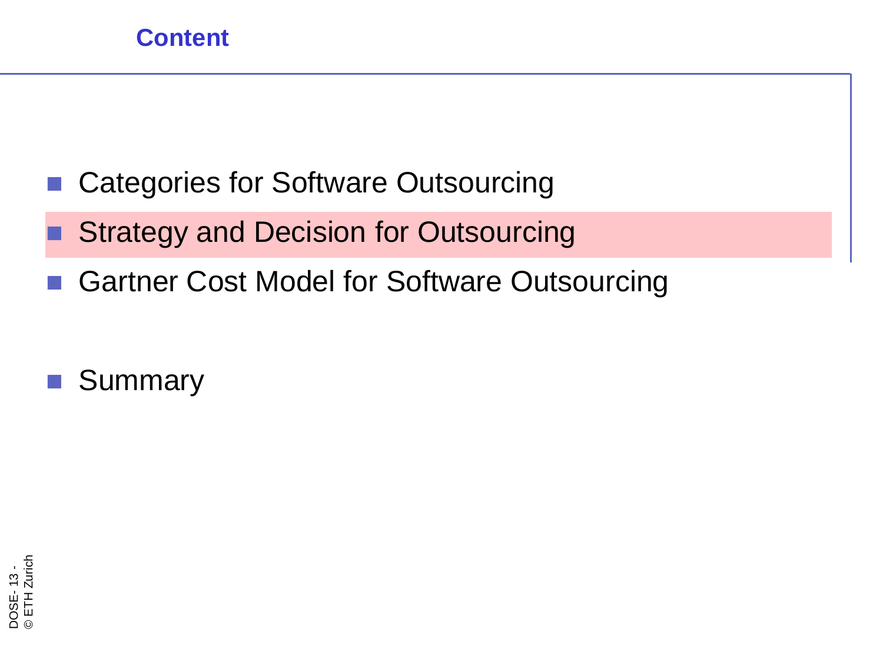## Content

- Categories for Software Outsourcing
- Strategy and Decision for Outsourcing
- Gartner Cost Model for Software Outsourcing

- Summary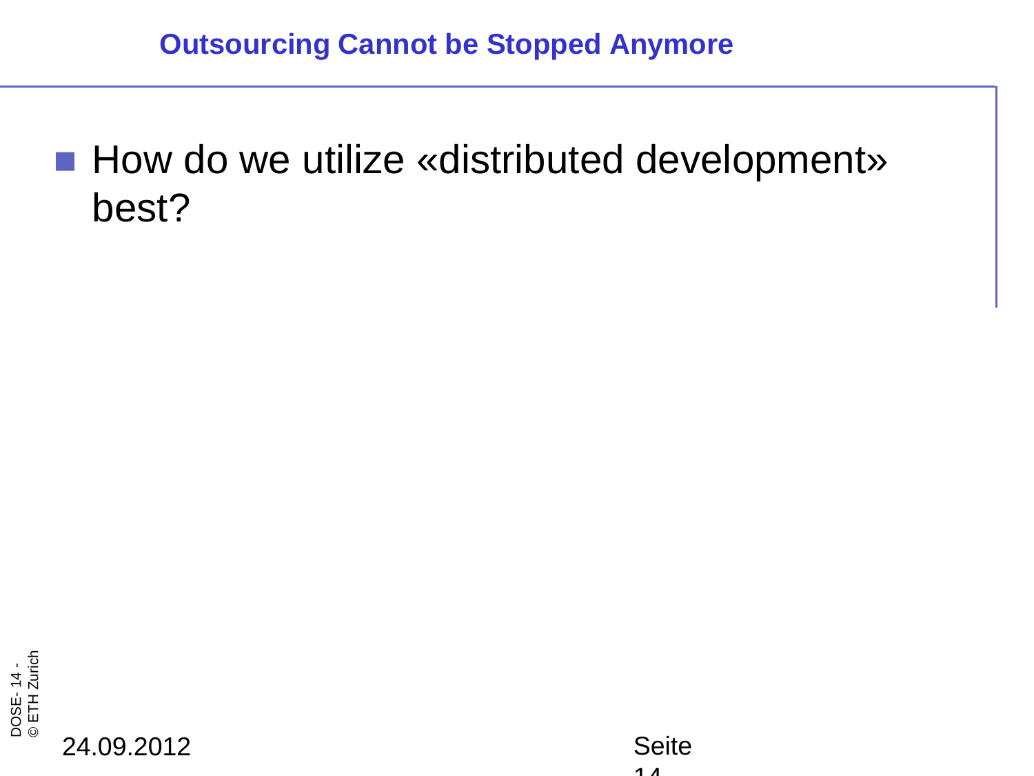## Outsourcing Cannot be Stopped Anymore

- How do we utilize «distributed development» best?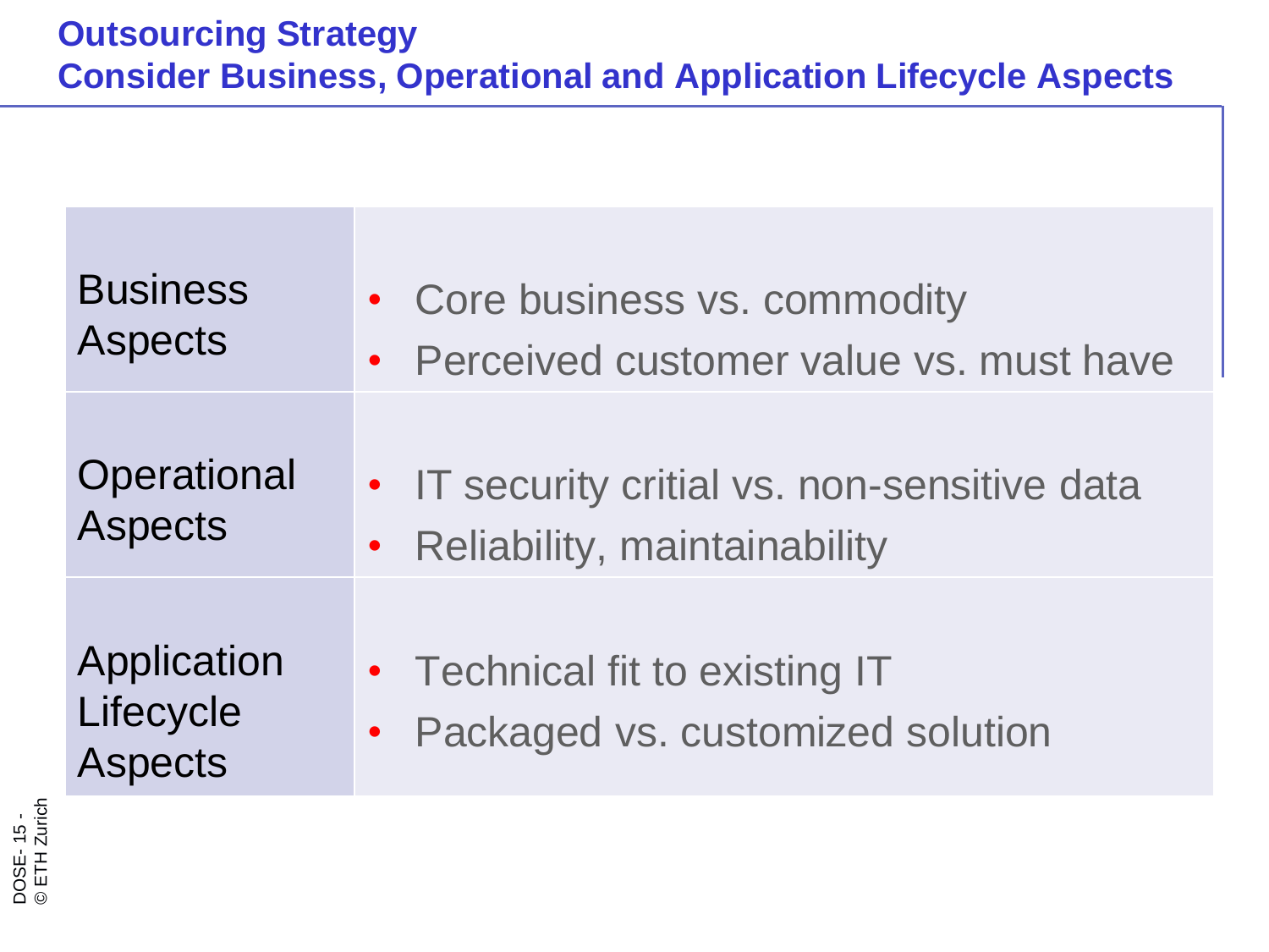# Outsourcing Strategy
## Consider Business, Operational and Application Lifecycle Aspects

| | |
|---|---|
| Business Aspects | • Core business vs. commodity<br>• Perceived customer value vs. must have |
| Operational Aspects | • IT security critial vs. non-sensitive data<br>• Reliability, maintainability |
| Application Lifecycle Aspects | • Technical fit to existing IT<br>• Packaged vs. customized solution |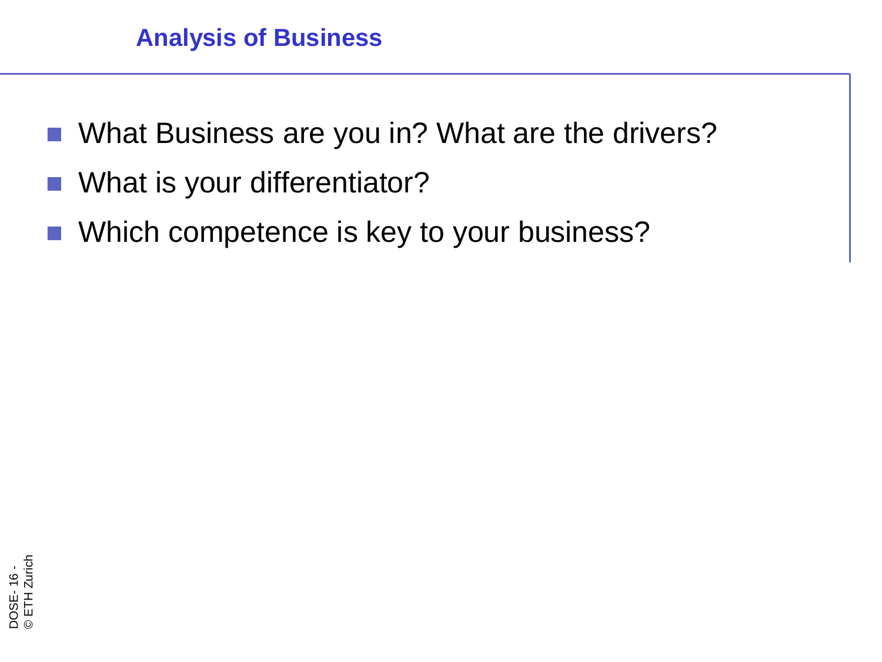# Analysis of Business

- What Business are you in? What are the drivers?
- What is your differentiator?
- Which competence is key to your business?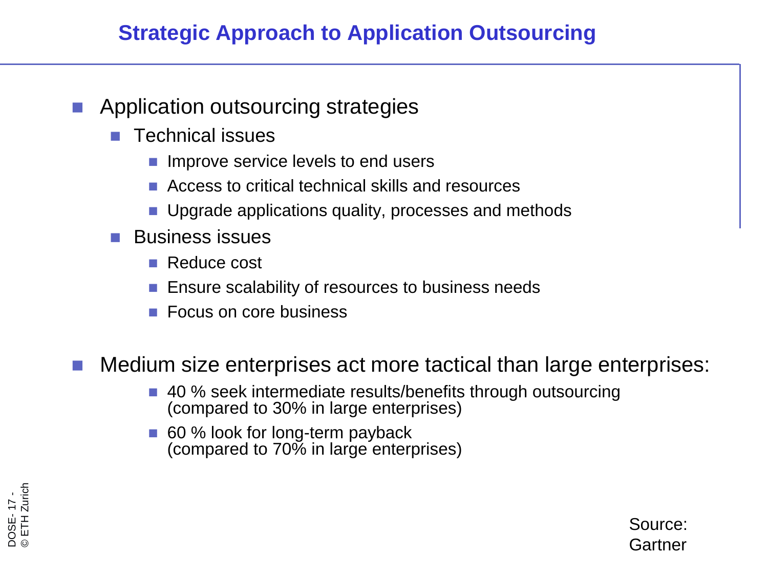# Strategic Approach to Application Outsourcing

- Application outsourcing strategies
  - Technical issues
    - Improve service levels to end users
    - Access to critical technical skills and resources
    - Upgrade applications quality, processes and methods
  - Business issues
    - Reduce cost
    - Ensure scalability of resources to business needs
    - Focus on core business

- Medium size enterprises act more tactical than large enterprises:
    - 40 % seek intermediate results/benefits through outsourcing (compared to 30% in large enterprises)
    - 60 % look for long-term payback (compared to 70% in large enterprises)

Source: Gartner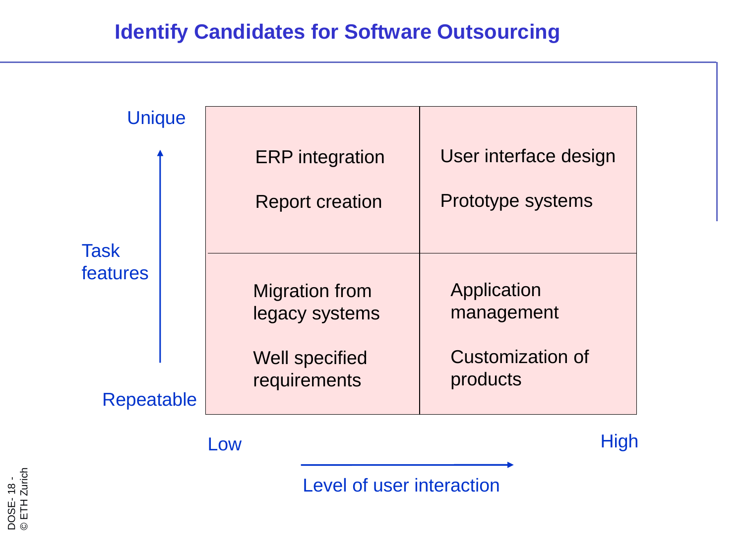# Identify Candidates for Software Outsourcing

Task features (vertical axis: Repeatable → Unique); Level of user interaction (horizontal axis: Low → High)

| Task features \ Level of user interaction | Low | High |
|---|---|---|
| Unique | ERP integration<br><br>Report creation | User interface design<br><br>Prototype systems |
| Repeatable | Migration from legacy systems<br><br>Well specified requirements | Application management<br><br>Customization of products |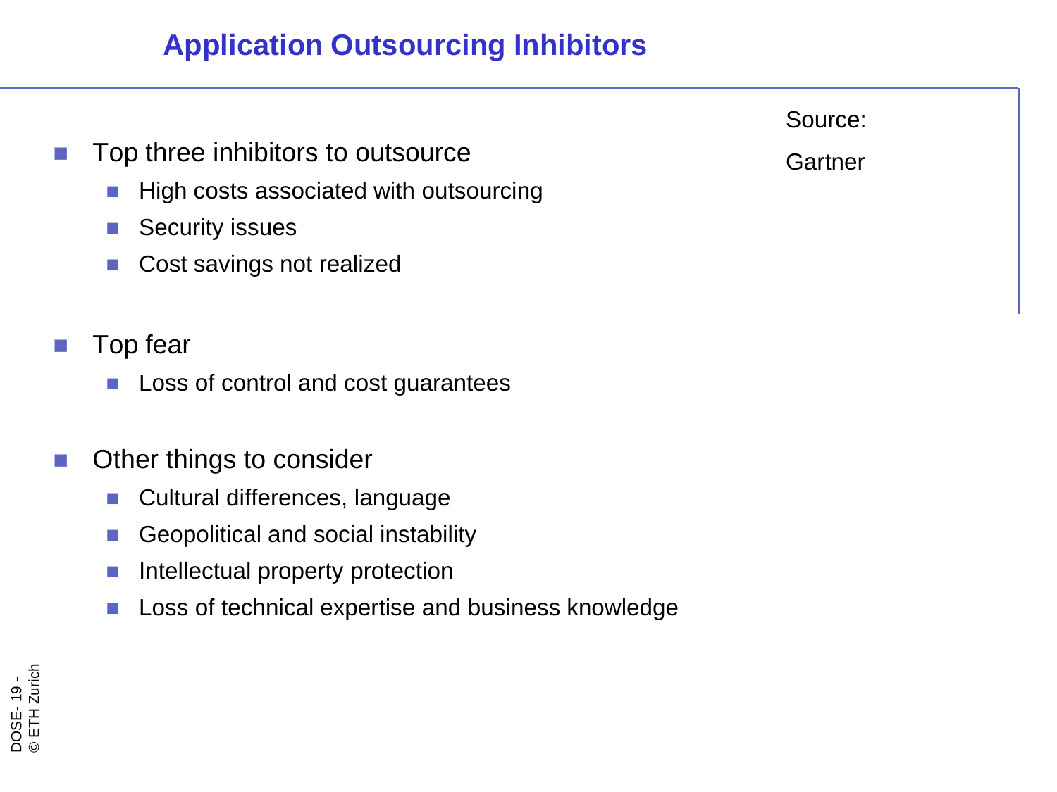# Application Outsourcing Inhibitors

Source:

Gartner

- Top three inhibitors to outsource
  - High costs associated with outsourcing
  - Security issues
  - Cost savings not realized

- Top fear
  - Loss of control and cost guarantees

- Other things to consider
  - Cultural differences, language
  - Geopolitical and social instability
  - Intellectual property protection
  - Loss of technical expertise and business knowledge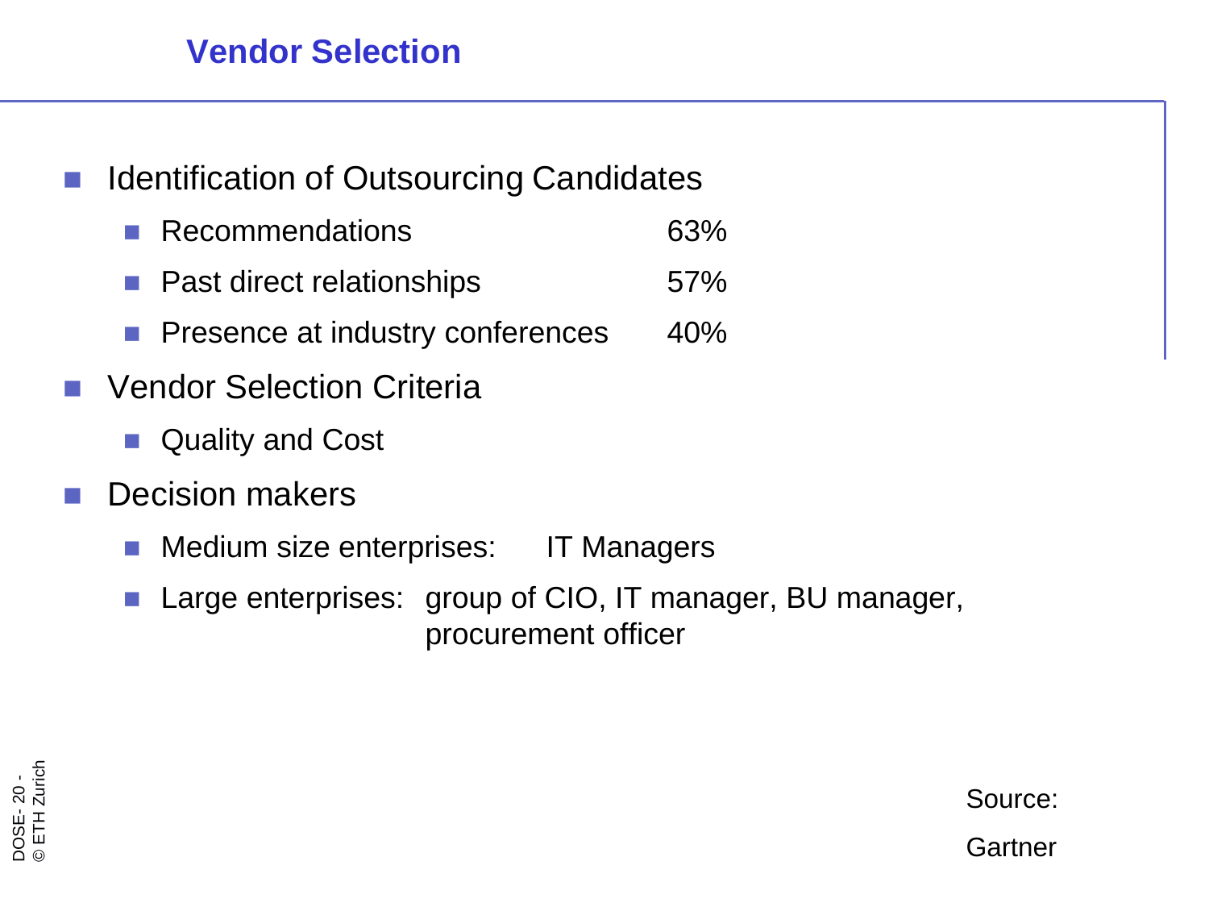## Vendor Selection

- Identification of Outsourcing Candidates
  - Recommendations 63%
  - Past direct relationships 57%
  - Presence at industry conferences 40%
- Vendor Selection Criteria
  - Quality and Cost
- Decision makers
  - Medium size enterprises: IT Managers
  - Large enterprises: group of CIO, IT manager, BU manager, procurement officer

Source: Gartner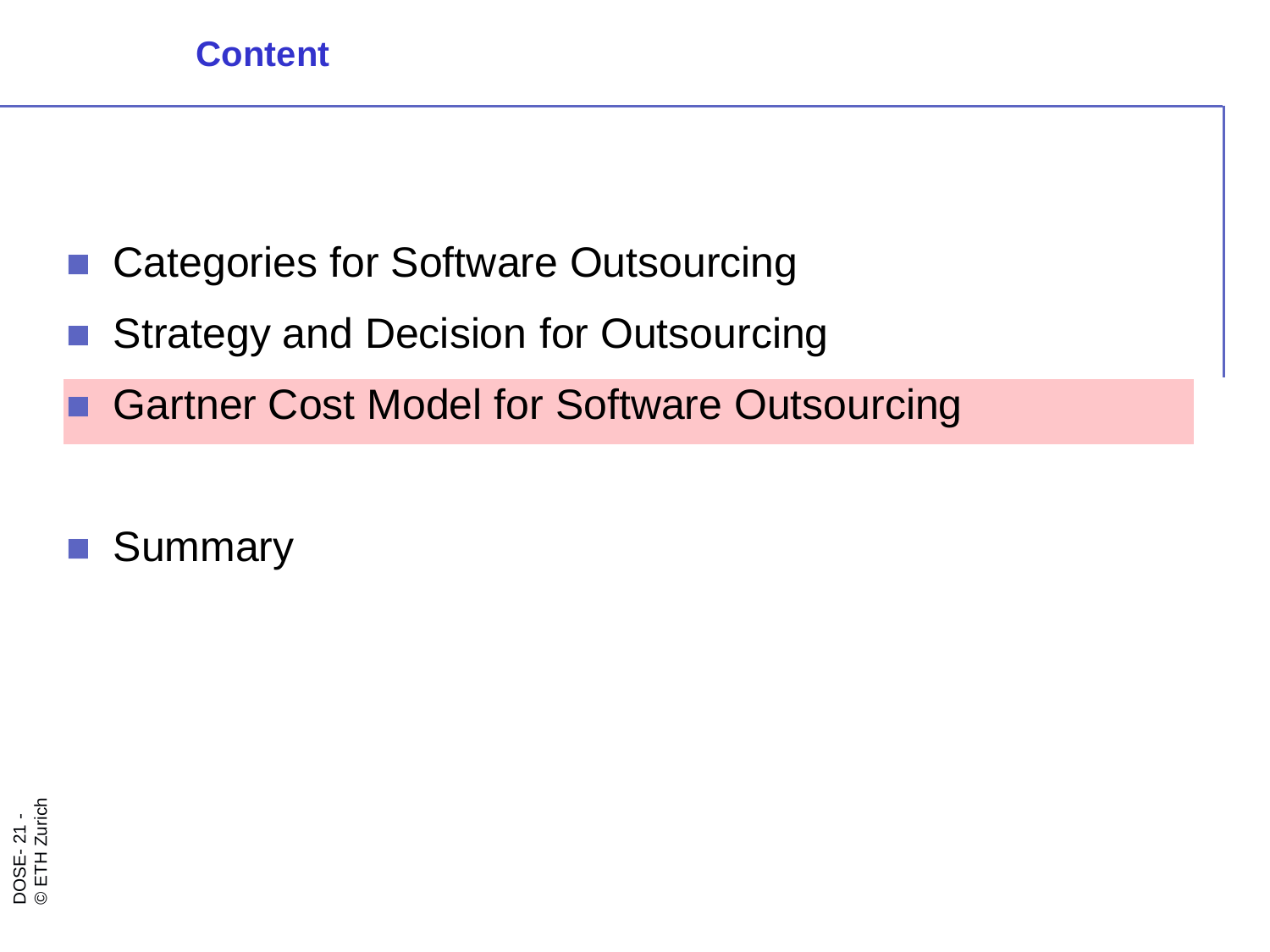## Content

- Categories for Software Outsourcing
- Strategy and Decision for Outsourcing
- Gartner Cost Model for Software Outsourcing
- Summary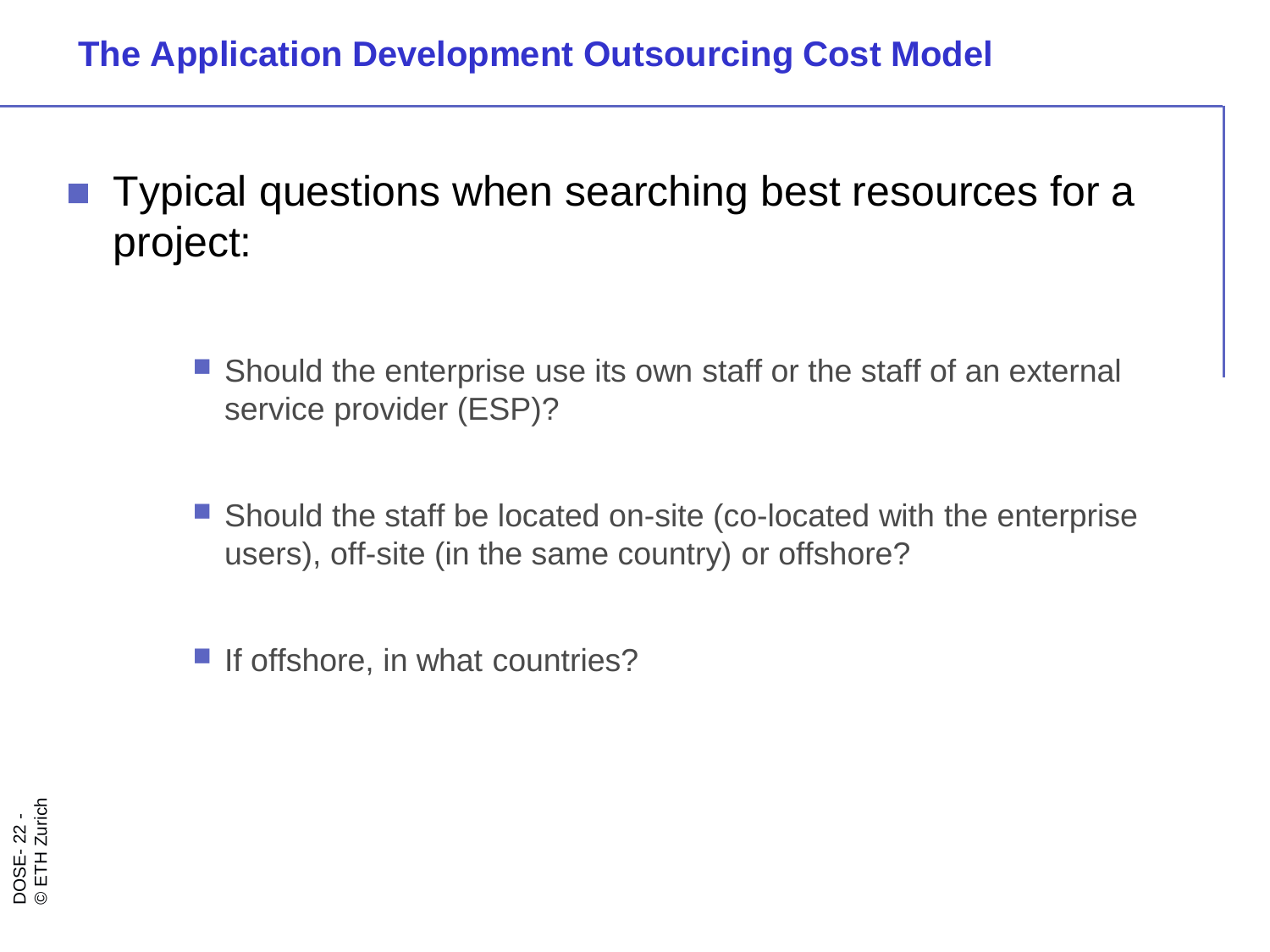# The Application Development Outsourcing Cost Model

- Typical questions when searching best resources for a project:
  - Should the enterprise use its own staff or the staff of an external service provider (ESP)?
  - Should the staff be located on-site (co-located with the enterprise users), off-site (in the same country) or offshore?
  - If offshore, in what countries?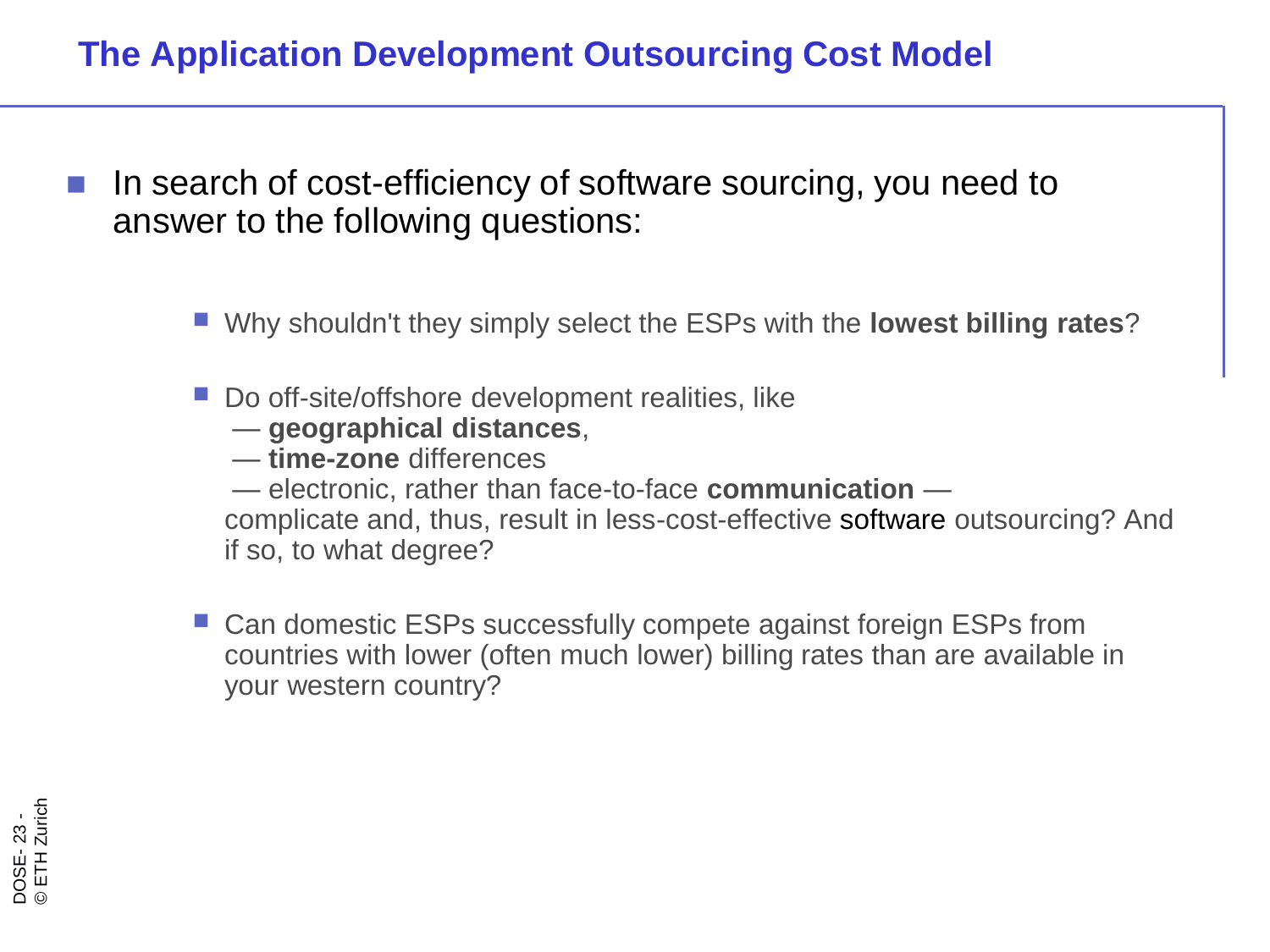# The Application Development Outsourcing Cost Model

- In search of cost-efficiency of software sourcing, you need to answer to the following questions:

  - Why shouldn't they simply select the ESPs with the **lowest billing rates**?

  - Do off-site/offshore development realities, like
    — **geographical distances**,
    — **time-zone** differences
    — electronic, rather than face-to-face **communication** —
    complicate and, thus, result in less-cost-effective software outsourcing? And if so, to what degree?

  - Can domestic ESPs successfully compete against foreign ESPs from countries with lower (often much lower) billing rates than are available in your western country?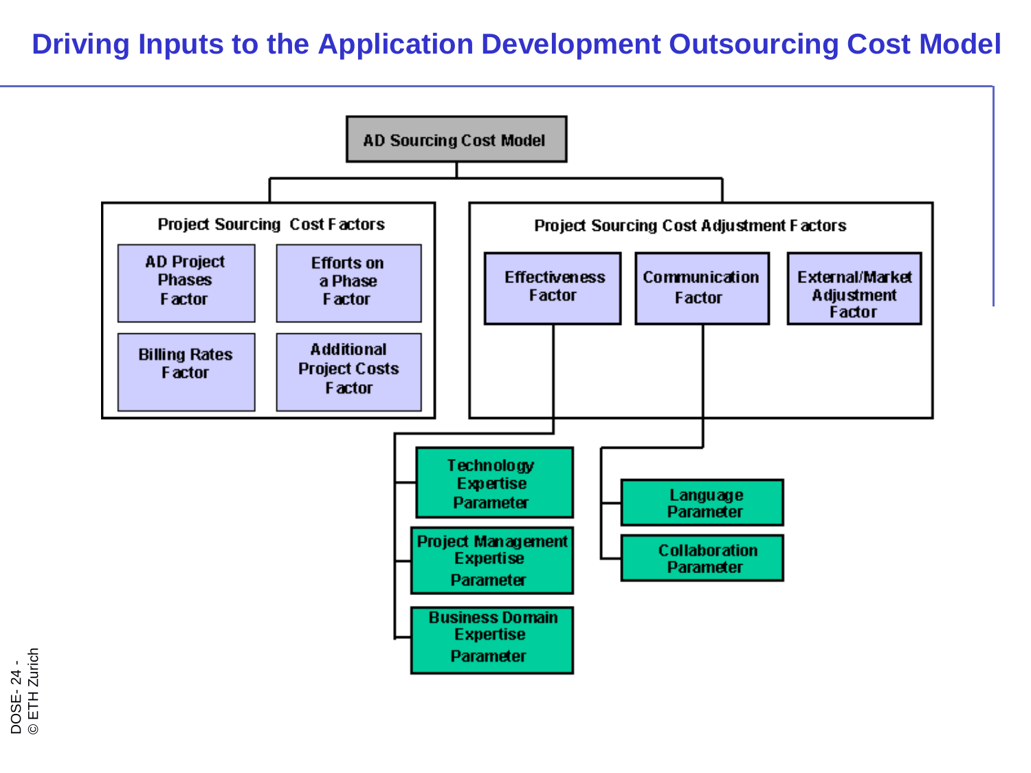# Driving Inputs to the Application Development Outsourcing Cost Model

- **AD Sourcing Cost Model**
  - **Project Sourcing Cost Factors**
    - AD Project Phases Factor
    - Efforts on a Phase Factor
    - Billing Rates Factor
    - Additional Project Costs Factor
  - **Project Sourcing Cost Adjustment Factors**
    - Effectiveness Factor
      - Technology Expertise Parameter
      - Project Management Expertise Parameter
      - Business Domain Expertise Parameter
    - Communication Factor
      - Language Parameter
      - Collaboration Parameter
    - External/Market Adjustment Factor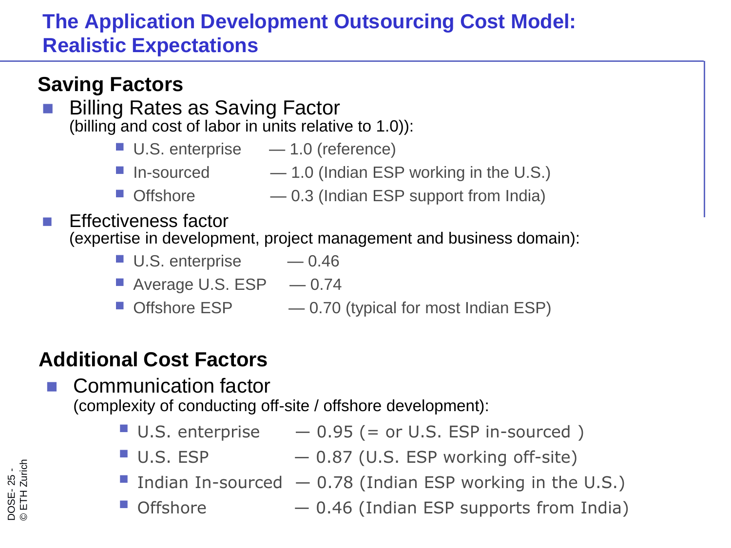# The Application Development Outsourcing Cost Model: Realistic Expectations

## Saving Factors

- Billing Rates as Saving Factor
  (billing and cost of labor in units relative to 1.0)):
  - U.S. enterprise — 1.0 (reference)
  - In-sourced — 1.0 (Indian ESP working in the U.S.)
  - Offshore — 0.3 (Indian ESP support from India)
- Effectiveness factor
  (expertise in development, project management and business domain):
  - U.S. enterprise — 0.46
  - Average U.S. ESP — 0.74
  - Offshore ESP — 0.70 (typical for most Indian ESP)

## Additional Cost Factors

- Communication factor
  (complexity of conducting off-site / offshore development):
  - U.S. enterprise — 0.95 (= or U.S. ESP in-sourced )
  - U.S. ESP — 0.87 (U.S. ESP working off-site)
  - Indian In-sourced — 0.78 (Indian ESP working in the U.S.)
  - Offshore — 0.46 (Indian ESP supports from India)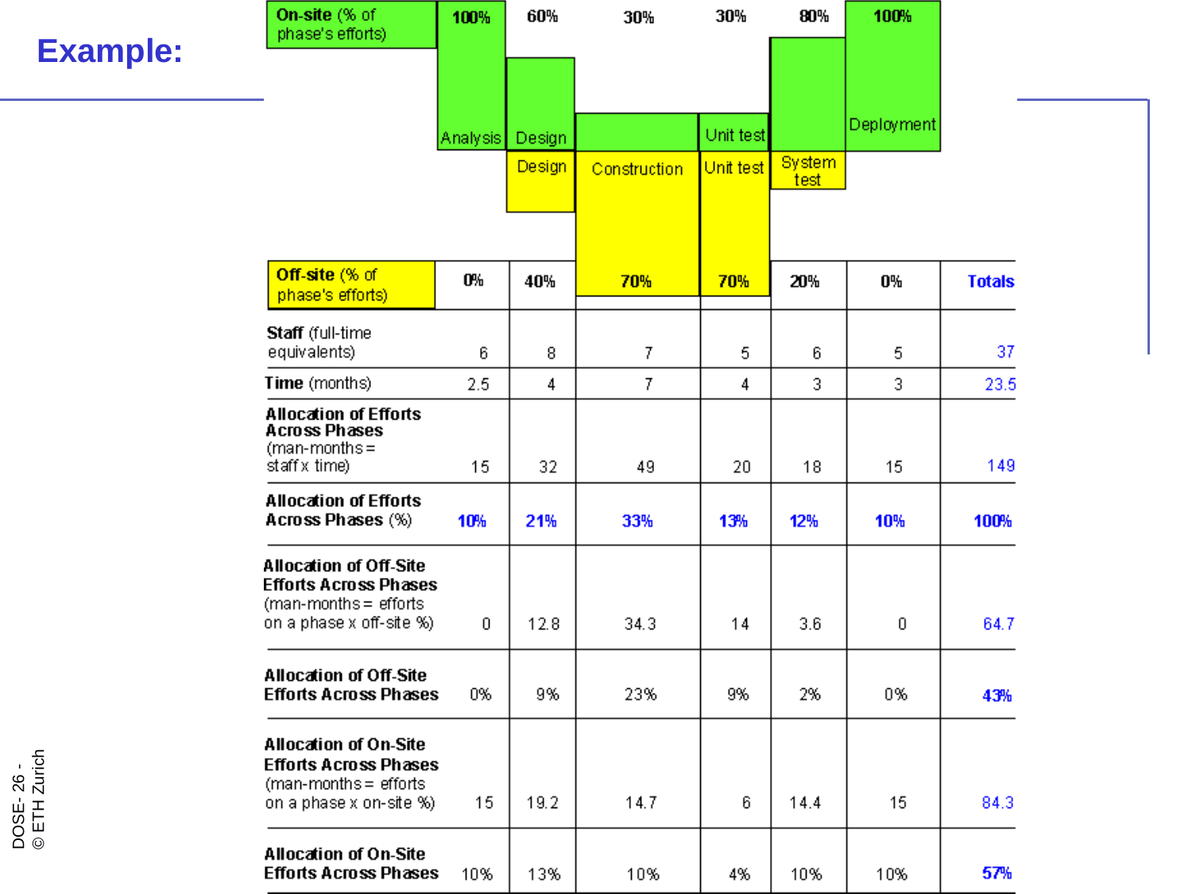## Example:

| | Analysis | Design | Construction | Unit test | System test | Deployment | Totals |
|---|---|---|---|---|---|---|---|
| **On-site** (% of phase's efforts) | **100%** | **60%** | **30%** | **30%** | **80%** | **100%** | |
| On-site activity | Analysis | Design | | Unit test | | Deployment | |
| Off-site activity | | Design | Construction | Unit test | System test | | |
| **Off-site** (% of phase's efforts) | **0%** | **40%** | **70%** | **70%** | **20%** | **0%** | **Totals** |
| **Staff** (full-time equivalents) | 6 | 8 | 7 | 5 | 6 | 5 | 37 |
| **Time** (months) | 2.5 | 4 | 7 | 4 | 3 | 3 | 23.5 |
| **Allocation of Efforts Across Phases** (man-months = staff x time) | 15 | 32 | 49 | 20 | 18 | 15 | 149 |
| **Allocation of Efforts Across Phases** (%) | **10%** | **21%** | **33%** | **13%** | **12%** | **10%** | **100%** |
| **Allocation of Off-Site Efforts Across Phases** (man-months = efforts on a phase x off-site %) | 0 | 12.8 | 34.3 | 14 | 3.6 | 0 | 64.7 |
| **Allocation of Off-Site Efforts Across Phases** | 0% | 9% | 23% | 9% | 2% | 0% | **43%** |
| **Allocation of On-Site Efforts Across Phases** (man-months = efforts on a phase x on-site %) | 15 | 19.2 | 14.7 | 6 | 14.4 | 15 | 84.3 |
| **Allocation of On-Site Efforts Across Phases** | 10% | 13% | 10% | 4% | 10% | 10% | **57%** |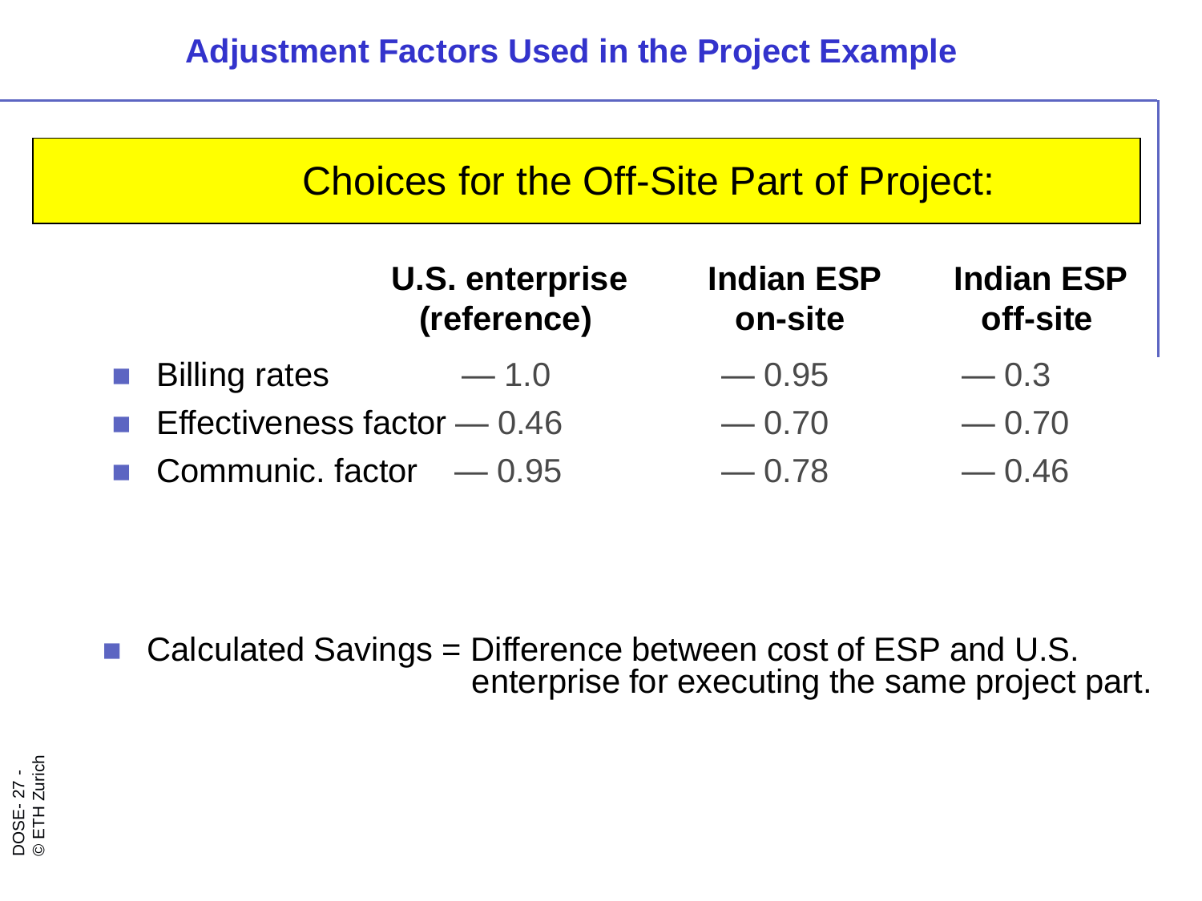# Adjustment Factors Used in the Project Example

## Choices for the Off-Site Part of Project:

| | U.S. enterprise (reference) | Indian ESP on-site | Indian ESP off-site |
|---|---|---|---|
| Billing rates | — 1.0 | — 0.95 | — 0.3 |
| Effectiveness factor | — 0.46 | — 0.70 | — 0.70 |
| Communic. factor | — 0.95 | — 0.78 | — 0.46 |

- Calculated Savings = Difference between cost of ESP and U.S. enterprise for executing the same project part.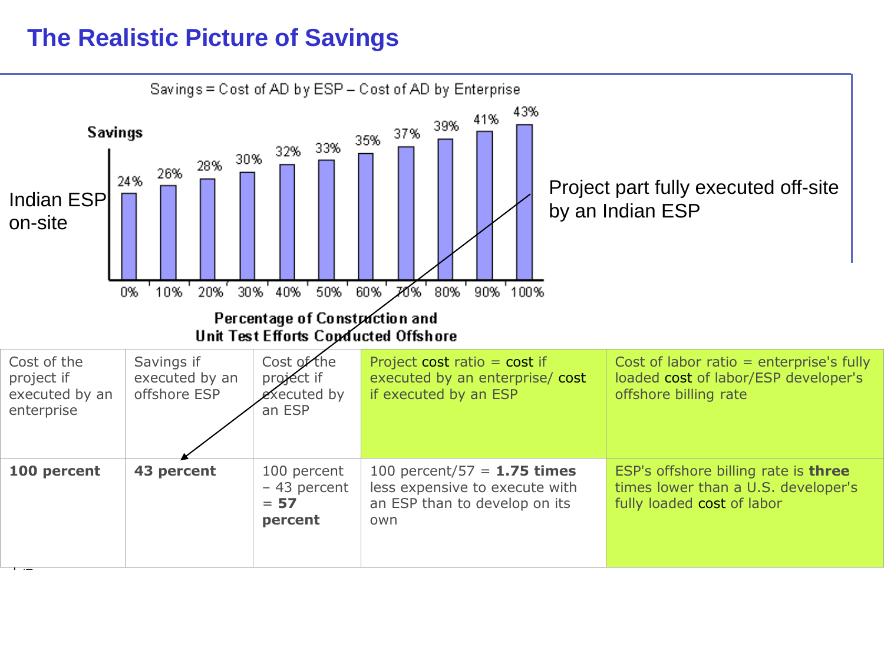# The Realistic Picture of Savings

Savings = Cost of AD by ESP – Cost of AD by Enterprise

**Savings**

| Percentage of Construction and Unit Test Efforts Conducted Offshore | 0% | 10% | 20% | 30% | 40% | 50% | 60% | 70% | 80% | 90% | 100% |
|---|---|---|---|---|---|---|---|---|---|---|---|
| Savings | 24% | 26% | 28% | 30% | 32% | 33% | 35% | 37% | 39% | 41% | 43% |

Indian ESP on-site

Project part fully executed off-site by an Indian ESP

| Cost of the project if executed by an enterprise | Savings if executed by an offshore ESP | Cost of the project if executed by an ESP | Project cost ratio = cost if executed by an enterprise/ cost if executed by an ESP | Cost of labor ratio = enterprise's fully loaded cost of labor/ESP developer's offshore billing rate |
|---|---|---|---|---|
| **100 percent** | **43 percent** | 100 percent – 43 percent = **57 percent** | 100 percent/57 = **1.75 times** less expensive to execute with an ESP than to develop on its own | ESP's offshore billing rate is **three** times lower than a U.S. developer's fully loaded cost of labor |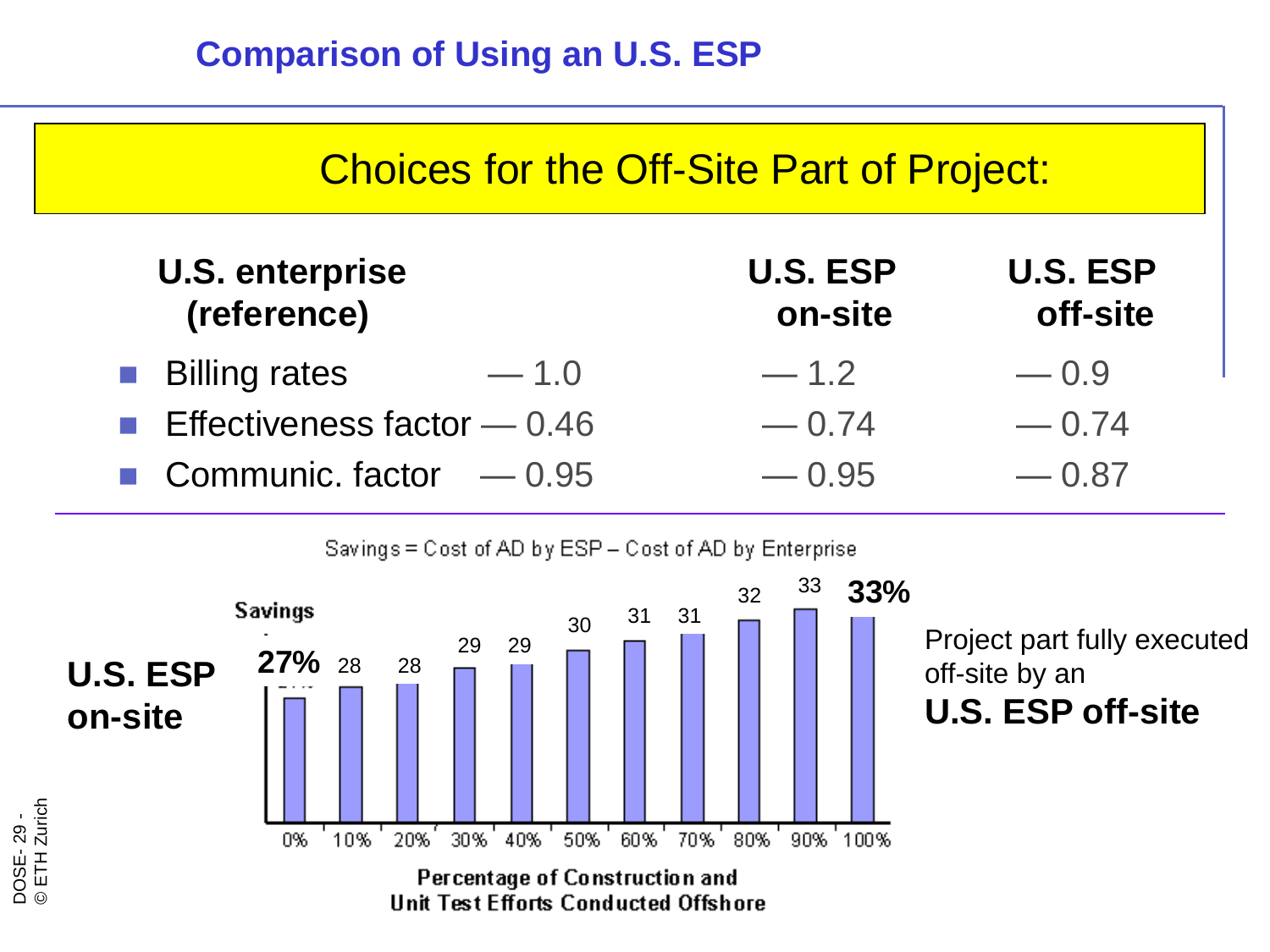# Comparison of Using an U.S. ESP

## Choices for the Off-Site Part of Project:

| | U.S. enterprise (reference) | U.S. ESP on-site | U.S. ESP off-site |
|---|---|---|---|
| Billing rates | — 1.0 | — 1.2 | — 0.9 |
| Effectiveness factor | — 0.46 | — 0.74 | — 0.74 |
| Communic. factor | — 0.95 | — 0.95 | — 0.87 |

Savings = Cost of AD by ESP – Cost of AD by Enterprise

Savings

| Percentage of Construction and Unit Test Efforts Conducted Offshore | 0% | 10% | 20% | 30% | 40% | 50% | 60% | 70% | 80% | 90% | 100% |
|---|---|---|---|---|---|---|---|---|---|---|---|
| Savings | 27% | 28 | 28 | 29 | 29 | 30 | 31 | 31 | 32 | 33 | 33% |

**U.S. ESP on-site** (0%)

Project part fully executed off-site by an **U.S. ESP off-site** (100%)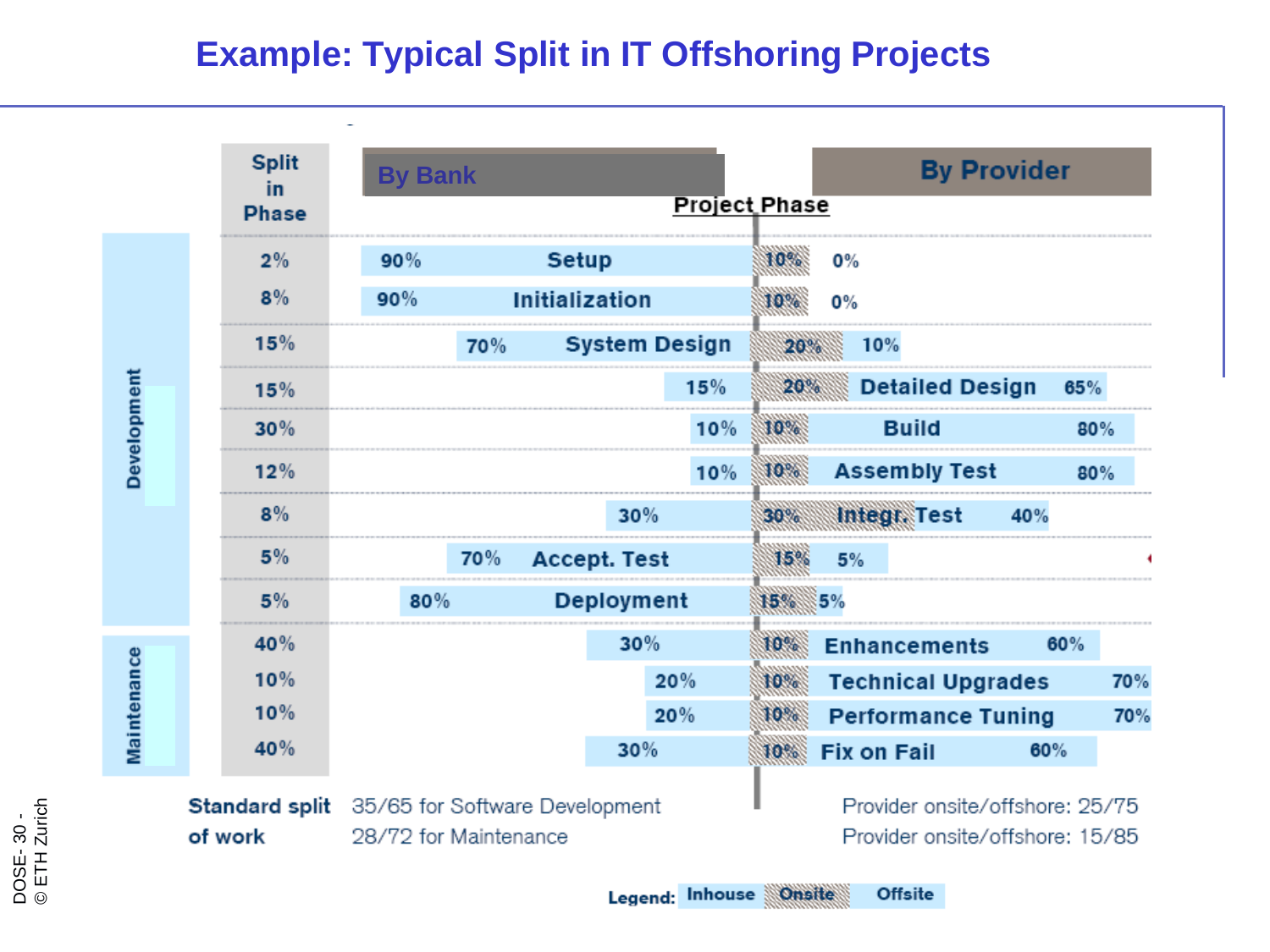# Example: Typical Split in IT Offshoring Projects

| Category | Split in Phase | By Bank (Inhouse) | Project Phase | By Provider (Onsite) | By Provider (Offsite) |
|---|---|---|---|---|---|
| Development | 2% | 90% | Setup | 10% | 0% |
| Development | 8% | 90% | Initialization | 10% | 0% |
| Development | 15% | 70% | System Design | 20% | 10% |
| Development | 15% | 15% | Detailed Design | 20% | 65% |
| Development | 30% | 10% | Build | 10% | 80% |
| Development | 12% | 10% | Assembly Test | 10% | 80% |
| Development | 8% | 30% | Integr. Test | 30% | 40% |
| Development | 5% | 70% | Accept. Test | 15% | 5% |
| Development | 5% | 80% | Deployment | 15% | 5% |
| Maintenance | 40% | 30% | Enhancements | 10% | 60% |
| Maintenance | 10% | 20% | Technical Upgrades | 10% | 70% |
| Maintenance | 10% | 20% | Performance Tuning | 10% | 70% |
| Maintenance | 40% | 30% | Fix on Fail | 10% | 60% |

**Standard split of work**

35/65 for Software Development — Provider onsite/offshore: 25/75

28/72 for Maintenance — Provider onsite/offshore: 15/85

**Legend:** Inhouse | Onsite | Offsite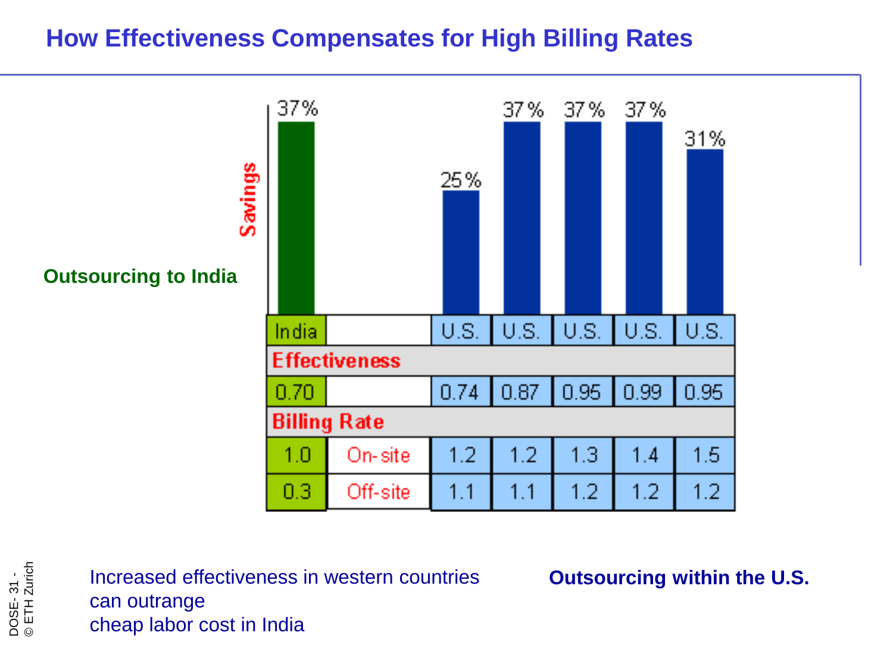# How Effectiveness Compensates for High Billing Rates

**Outsourcing to India**

| | India | | U.S. | U.S. | U.S. | U.S. | U.S. |
|---|---|---|---|---|---|---|---|
| Savings | 37% | | 25% | 37% | 37% | 37% | 31% |
| Effectiveness | 0.70 | | 0.74 | 0.87 | 0.95 | 0.99 | 0.95 |
| Billing Rate (On-site) | 1.0 | On-site | 1.2 | 1.2 | 1.3 | 1.4 | 1.5 |
| Billing Rate (Off-site) | 0.3 | Off-site | 1.1 | 1.1 | 1.2 | 1.2 | 1.2 |

Increased effectiveness in western countries can outrange cheap labor cost in India

**Outsourcing within the U.S.**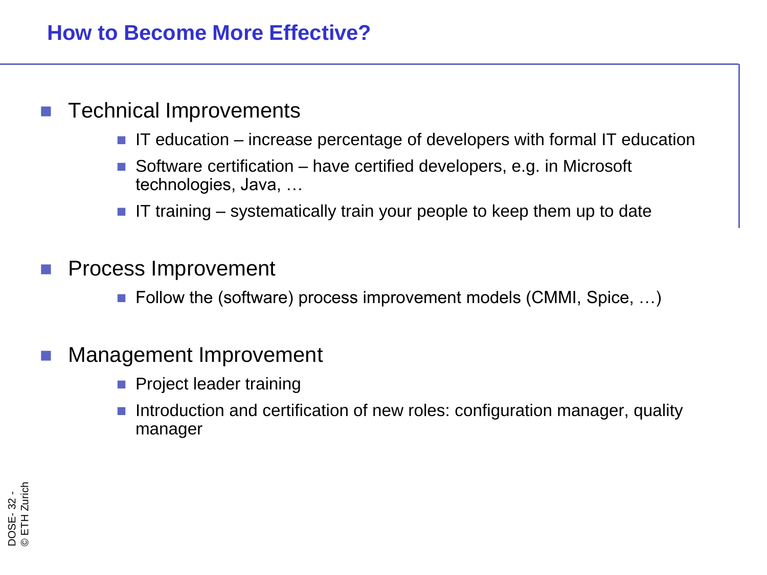## How to Become More Effective?

- Technical Improvements
  - IT education – increase percentage of developers with formal IT education
  - Software certification – have certified developers, e.g. in Microsoft technologies, Java, …
  - IT training – systematically train your people to keep them up to date
- Process Improvement
  - Follow the (software) process improvement models (CMMI, Spice, …)
- Management Improvement
  - Project leader training
  - Introduction and certification of new roles: configuration manager, quality manager